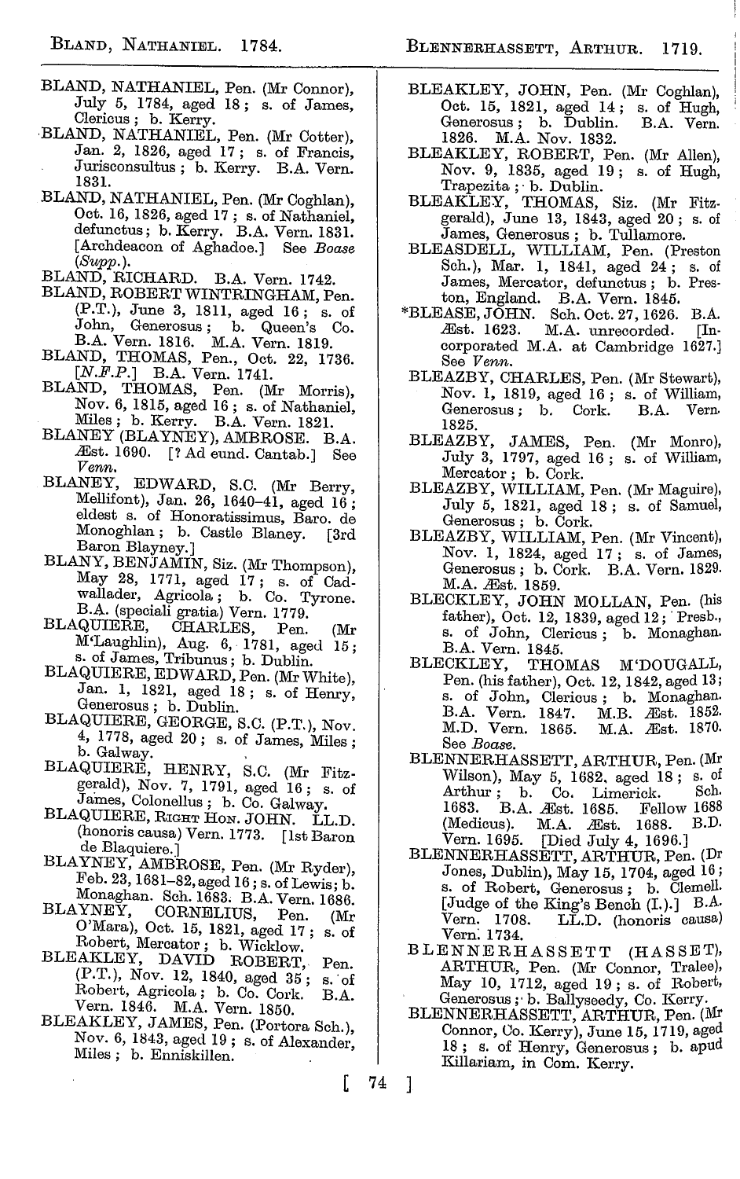BLAND, NATHANIEL, Pen. (Mr Connor), July 5, 1784, aged 18; s. of James, Clericus; b. Kerry.

BLAND, NATHANIEL, Pen. (Mr Cotter), Jan. 2, 1826, aged 17; s. of Francis, Jurisconsultus; b. Kerry. B.A. Vern. 1831.

BLAND, NATHANIEL, Pen. (Mr Coghlan), Oct. 16, 1826, aged 17; s. of Nathaniel, defunctus; b. Kerry. B.A. Vern. 1831. [Archdeacon of Aghadoe.] See *Boase* (*Supp.*).

BLAND, RICHARD. B.A. Vern. 1742.

BLAND, ROBERT WINTRINGHAM, Pen. (P.T.), June 3, 1811, aged 16; s. of John, Generosus; b. Queen's Co. B.A. Vern. 1816. M.A. Vern. 1819.

BLAND, THOMAS, Pen., Oct. 22, 1736. [*N.F.P.*] B.A. Vern. 1741.

BLAND, THOMAS, Pen. (Mr Morris), Nov. 6, 1815, aged 16; s. of Nathaniel, Miles; b. Kerry. B.A. Vern. 1821.

BLANEY (BLAYNEY), AMBROSE. B.A. Æst. 1690. [? Ad eund. Cantab.] See *Venn*.

BLANEY, EDWARD, S.C. (Mr Berry, Mellifont), Jan. 26, 1640–41, aged 16; eldest s. of Honoratissimus, Baro. de Monoghlan; b. Castle Blaney. [3rd Baron Blayney.]

BLANY, BENJAMIN, Siz. (Mr Thompson), May 28, 1771, aged 17; s. of Cadwallader, Agricola; b. Co. Tyrone. B.A. (speciali gratia) Vern. 1779.

BLAQUIERE, CHARLES, Pen. (Mr M'Laughlin), Aug. 6, 1781, aged 15; s. of James, Tribunus; b. Dublin.

BLAQUIERE, EDWARD, Pen. (Mr White), Jan. 1, 1821, aged 18; s. of Henry, Generosus; b. Dublin.

BLAQUIERE, GEORGE, S.C. (P.T.), Nov. 4, 1778, aged 20; s. of James, Miles; b. Galway.

BLAQUIERE, HENRY, S.C. (Mr Fitzgerald), Nov. 7, 1791, aged 16; s. of James, Colonellus; b. Co. Galway.

BLAQUIERE, RIGHT HON. JOHN. LL.D. (honoris causa) Vern. 1773. [1st Baron de Blaquiere.]

BLAYNEY, AMBROSE, Pen. (Mr Ryder), Feb. 23, 1681–82, aged 16; s. of Lewis; b. Monaghan. Sch. 1683. B.A. Vern. 1686.

BLAYNEY, CORNELIUS, Pen. (Mr O'Mara), Oct. 15, 1821, aged 17; s. of Robert, Mercator; b. Wicklow.

BLEAKLEY, DAVID ROBERT, Pen. (P.T.), Nov. 12, 1840, aged 35; s. of Robert, Agricola; b. Co. Cork. B.A. Vern. 1846. M.A. Vern. 1850.

BLEAKLEY, JAMES, Pen. (Portora Sch.), Nov. 6, 1843, aged 19; s. of Alexander, Miles; b. Enniskillen.

BLEAKLEY, JOHN, Pen. (Mr Coghlan), Oct. 15, 1821, aged 14; s. of Hugh, Generosus; b. Dublin. B.A. Vern. 1826. M.A. Nov. 1832.

BLEAKLEY, ROBERT, Pen. (Mr Allen), Nov. 9, 1835, aged 19; s. of Hugh, Trapezita; b. Dublin.

BLEAKLEY, THOMAS, Siz. (Mr Fitzgerald), June 13, 1843, aged 20; s. of James, Generosus; b. Tullamore.

BLEASDELL, WILLIAM, Pen. (Preston Sch.), Mar. 1, 1841, aged 24; s. of James, Mercator, defunctus; b. Preston, England. B.A. Vern. 1845.

*BLEASE, JOHN. Sch. Oct. 27, 1626. B.A. Æst. 1623. M.A. unrecorded. [Incorporated M.A. at Cambridge 1627.] See *Venn*.

BLEAZBY, CHARLES, Pen. (Mr Stewart), Nov. 1, 1819, aged 16; s. of William, Generosus; b. Cork. B.A. Vern. 1825.

BLEAZBY, JAMES, Pen. (Mr Monro), July 3, 1797, aged 16; s. of William, Mercator; b. Cork.

BLEAZBY, WILLIAM, Pen. (Mr Maguire), July 5, 1821, aged 18; s. of Samuel, Generosus; b. Cork.

BLEAZBY, WILLIAM, Pen. (Mr Vincent), Nov. 1, 1824, aged 17; s. of James, Generosus; b. Cork. B.A. Vern. 1829. M.A. Æst. 1859.

BLECKLEY, JOHN MOLLAN, Pen. (his father), Oct. 12, 1839, aged 12; Presb., s. of John, Clericus; b. Monaghan. B.A. Vern. 1845.

BLECKLEY, THOMAS M'DOUGALL, Pen. (his father), Oct. 12, 1842, aged 13; s. of John, Clericus; b. Monaghan. B.A. Vern. 1847. M.B. Æst. 1852. M.D. Vern. 1865. M.A. Æst. 1870. See *Boase*.

BLENNERHASSETT, ARTHUR, Pen. (Mr Wilson), May 5, 1682, aged 18; s. of Arthur; b. Co. Limerick. Sch. 1683. B.A. Æst. 1685. Fellow 1688 (Medicus). M.A. Æst. 1688. B.D. Vern. 1695. [Died July 4, 1696.]

BLENNERHASSETT, ARTHUR, Pen. (Dr Jones, Dublin), May 15, 1704, aged 16; s. of Robert, Generosus; b. Clemell. [Judge of the King's Bench (I.).] B.A. Vern. 1708. LL.D. (honoris causa) Vern. 1734.

BLENNERHASSETT (HASSET), ARTHUR, Pen. (Mr Connor, Tralee), May 10, 1712, aged 19; s. of Robert, Generosus; b. Ballyseedy, Co. Kerry.

BLENNERHASSETT, ARTHUR, Pen. (Mr Connor, Co. Kerry), June 15, 1719, aged 18; s. of Henry, Generosus; b. apud Killariam, in Com. Kerry.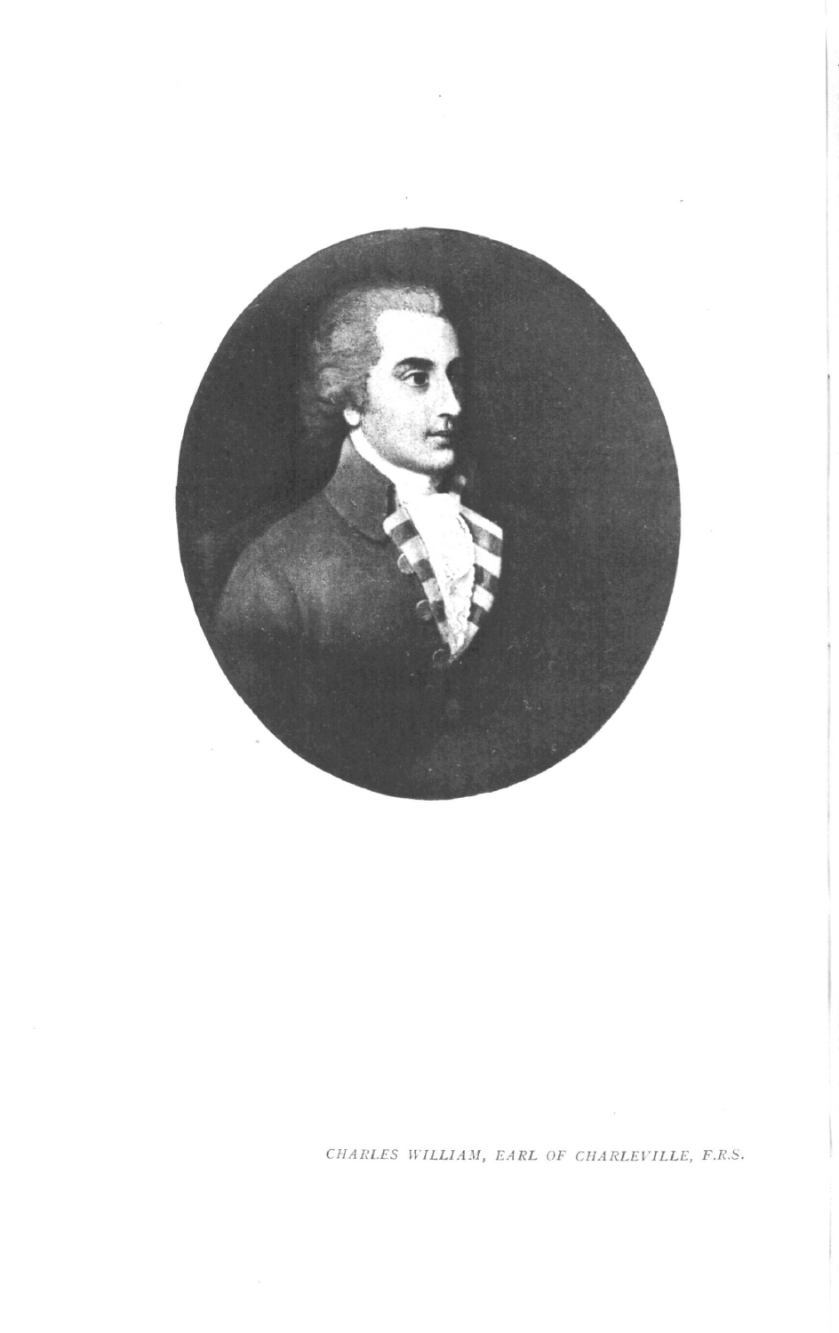*CHARLES WILLIAM, EARL OF CHARLEVILLE, F.R.S.*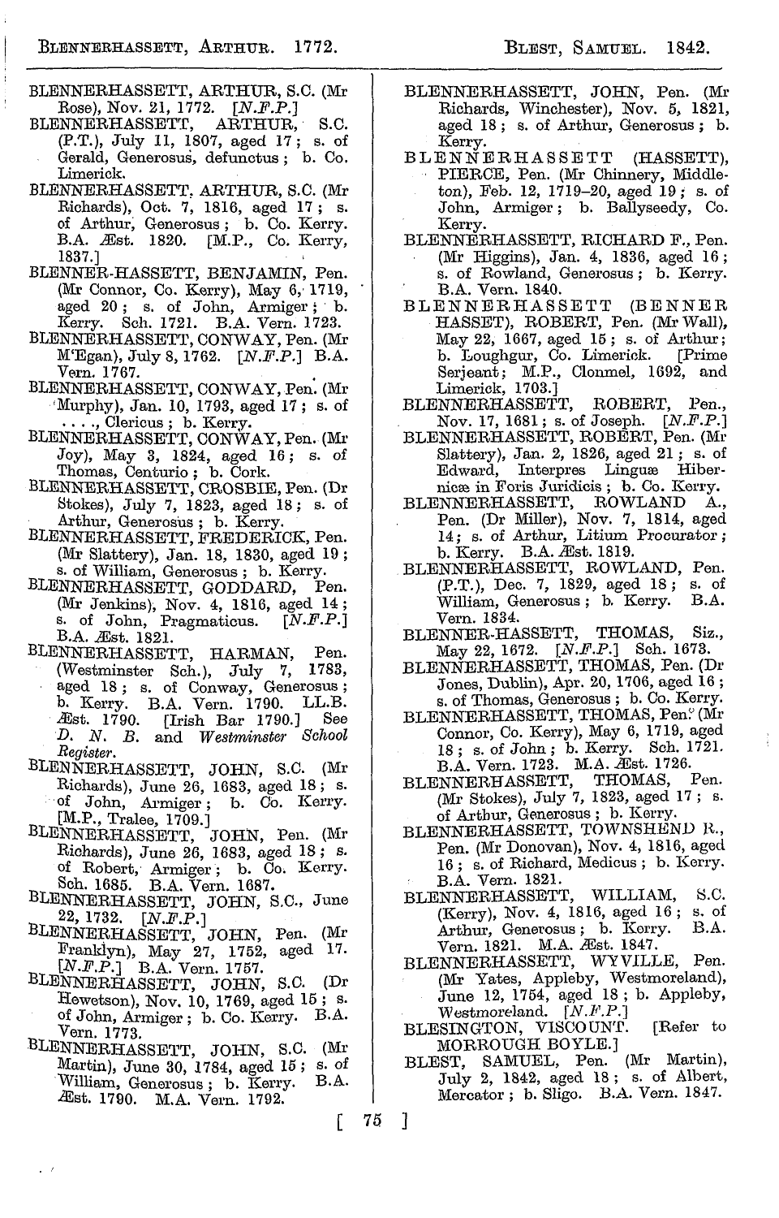BLENNERHASSETT, ARTHUR, S.C. (Mr Rose), Nov. 21, 1772. [*N.F.P.*]

BLENNERHASSETT, ARTHUR, S.C. (P.T.), July 11, 1807, aged 17; s. of Gerald, Generosus, defunctus; b. Co. Limerick.

BLENNERHASSETT, ARTHUR, S.C. (Mr Richards), Oct. 7, 1816, aged 17; s. of Arthur, Generosus; b. Co. Kerry. B.A. Æst. 1820. [M.P., Co. Kerry, 1837.]

BLENNER-HASSETT, BENJAMIN, Pen. (Mr Connor, Co. Kerry), May 6, 1719, aged 20; s. of John, Armiger; b. Kerry. Sch. 1721. B.A. Vern. 1723.

BLENNERHASSETT, CONWAY, Pen. (Mr M'Egan), July 8, 1762. [*N.F.P.*] B.A. Vern. 1767.

BLENNERHASSETT, CONWAY, Pen. (Mr Murphy), Jan. 10, 1793, aged 17; s. of . . . ., Clericus; b. Kerry.

BLENNERHASSETT, CONWAY, Pen. (Mr Joy), May 3, 1824, aged 16; s. of Thomas, Centurio; b. Cork.

BLENNERHASSETT, CROSBIE, Pen. (Dr Stokes), July 7, 1823, aged 18; s. of Arthur, Generosus; b. Kerry.

BLENNERHASSETT, FREDERICK, Pen. (Mr Slattery), Jan. 18, 1830, aged 19; s. of William, Generosus; b. Kerry.

BLENNERHASSETT, GODDARD, Pen. (Mr Jenkins), Nov. 4, 1816, aged 14; s. of John, Pragmaticus. [*N.F.P.*] B.A. Æst. 1821.

BLENNERHASSETT, HARMAN, Pen. (Westminster Sch.), July 7, 1783, aged 18; s. of Conway, Generosus; b. Kerry. B.A. Vern. 1790. LL.B. Æst. 1790. [Irish Bar 1790.] See *D. N. B.* and *Westminster School Register*.

BLENNERHASSETT, JOHN, S.C. (Mr Richards), June 26, 1683, aged 18; s. of John, Armiger; b. Co. Kerry. [M.P., Tralee, 1709.]

BLENNERHASSETT, JOHN, Pen. (Mr Richards), June 26, 1683, aged 18; s. of Robert, Armiger; b. Co. Kerry. Sch. 1685. B.A. Vern. 1687.

BLENNERHASSETT, JOHN, S.C., June 22, 1732. [*N.F.P.*]

BLENNERHASSETT, JOHN, Pen. (Mr Franklyn), May 27, 1752, aged 17. [*N.F.P.*] B.A. Vern. 1757.

BLENNERHASSETT, JOHN, S.C. (Dr Hewetson), Nov. 10, 1769, aged 15; s. of John, Armiger; b. Co. Kerry. B.A. Vern. 1773.

BLENNERHASSETT, JOHN, S.C. (Mr Martin), June 30, 1784, aged 15; s. of William, Generosus; b. Kerry. B.A. Æst. 1790. M.A. Vern. 1792.

BLENNERHASSETT, JOHN, Pen. (Mr Richards, Winchester), Nov. 5, 1821, aged 18; s. of Arthur, Generosus; b. Kerry.

BLENNERHASSETT (HASSETT), PIERCE, Pen. (Mr Chinnery, Middleton), Feb. 12, 1719–20, aged 19; s. of John, Armiger; b. Ballyseedy, Co. Kerry.

BLENNERHASSETT, RICHARD F., Pen. (Mr Higgins), Jan. 4, 1836, aged 16; s. of Rowland, Generosus; b. Kerry. B.A. Vern. 1840.

BLENNERHASSETT (BENNER HASSET), ROBERT, Pen. (Mr Wall), May 22, 1667, aged 15; s. of Arthur; b. Loughgur, Co. Limerick. [Prime Serjeant; M.P., Clonmel, 1692, and Limerick, 1703.]

BLENNERHASSETT, ROBERT, Pen., Nov. 17, 1681; s. of Joseph. [*N.F.P.*]

BLENNERHASSETT, ROBERT, Pen. (Mr Slattery), Jan. 2, 1826, aged 21; s. of Edward, Interpres Linguæ Hibernicæ in Foris Juridicis; b. Co. Kerry.

BLENNERHASSETT, ROWLAND A., Pen. (Dr Miller), Nov. 7, 1814, aged 14; s. of Arthur, Litium Procurator; b. Kerry. B.A. Æst. 1819.

BLENNERHASSETT, ROWLAND, Pen. (P.T.), Dec. 7, 1829, aged 18; s. of William, Generosus; b. Kerry. B.A. Vern. 1834.

BLENNER-HASSETT, THOMAS, Siz., May 22, 1672. [*N.F.P.*] Sch. 1673.

BLENNERHASSETT, THOMAS, Pen. (Dr Jones, Dublin), Apr. 20, 1706, aged 16; s. of Thomas, Generosus; b. Co. Kerry.

BLENNERHASSETT, THOMAS, Pen. (Mr Connor, Co. Kerry), May 6, 1719, aged 18; s. of John; b. Kerry. Sch. 1721. B.A. Vern. 1723. M.A. Æst. 1726.

BLENNERHASSETT, THOMAS, Pen. (Mr Stokes), July 7, 1823, aged 17; s. of Arthur, Generosus; b. Kerry.

BLENNERHASSETT, TOWNSHEND R., Pen. (Mr Donovan), Nov. 4, 1816, aged 16; s. of Richard, Medicus; b. Kerry. B.A. Vern. 1821.

BLENNERHASSETT, WILLIAM, S.C. (Kerry), Nov. 4, 1816, aged 16; s. of Arthur, Generosus; b. Kerry. B.A. Vern. 1821. M.A. Æst. 1847.

BLENNERHASSETT, WYVILLE, Pen. (Mr Yates, Appleby, Westmoreland), June 12, 1754, aged 18; b. Appleby, Westmoreland. [*N.F.P.*]

BLESINGTON, VISCOUNT. [Refer to MORROUGH BOYLE.]

BLEST, SAMUEL, Pen. (Mr Martin), July 2, 1842, aged 18; s. of Albert, Mercator; b. Sligo. B.A. Vern. 1847.